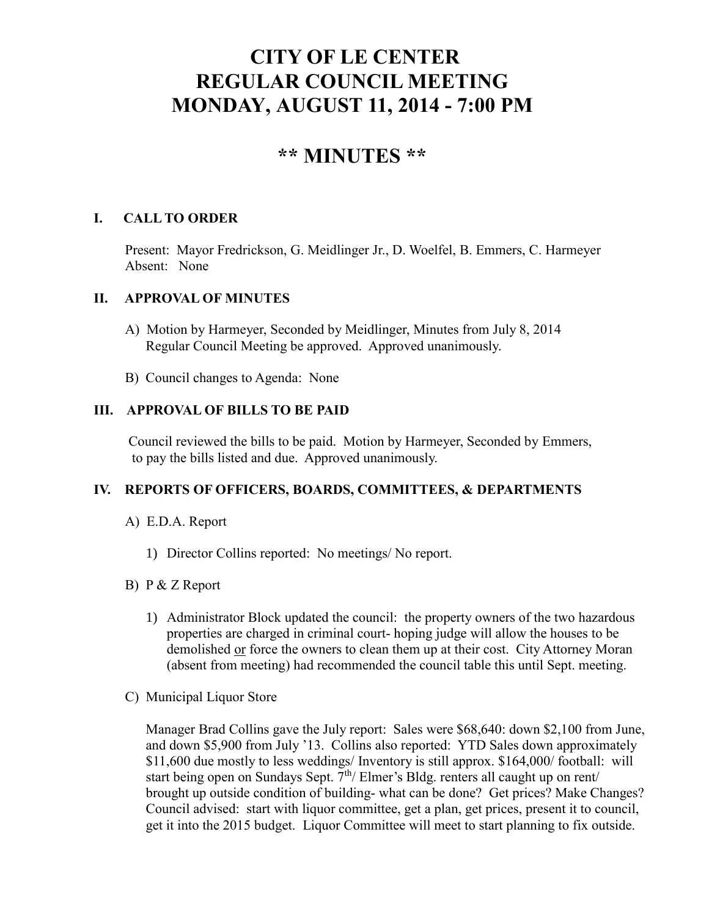# CITY OF LE CENTER
# REGULAR COUNCIL MEETING
# MONDAY, AUGUST 11, 2014 - 7:00 PM

## ** MINUTES **

### I. CALL TO ORDER

Present: Mayor Fredrickson, G. Meidlinger Jr., D. Woelfel, B. Emmers, C. Harmeyer
Absent: None

### II. APPROVAL OF MINUTES

A) Motion by Harmeyer, Seconded by Meidlinger, Minutes from July 8, 2014 Regular Council Meeting be approved. Approved unanimously.

B) Council changes to Agenda: None

### III. APPROVAL OF BILLS TO BE PAID

Council reviewed the bills to be paid. Motion by Harmeyer, Seconded by Emmers, to pay the bills listed and due. Approved unanimously.

### IV. REPORTS OF OFFICERS, BOARDS, COMMITTEES, & DEPARTMENTS

A) E.D.A. Report

1) Director Collins reported: No meetings/ No report.

B) P & Z Report

1) Administrator Block updated the council: the property owners of the two hazardous properties are charged in criminal court- hoping judge will allow the houses to be demolished <u>or</u> force the owners to clean them up at their cost. City Attorney Moran (absent from meeting) had recommended the council table this until Sept. meeting.

C) Municipal Liquor Store

Manager Brad Collins gave the July report: Sales were $68,640: down $2,100 from June, and down $5,900 from July '13. Collins also reported: YTD Sales down approximately $11,600 due mostly to less weddings/ Inventory is still approx. $164,000/ football: will start being open on Sundays Sept. 7th/ Elmer's Bldg. renters all caught up on rent/ brought up outside condition of building- what can be done? Get prices? Make Changes? Council advised: start with liquor committee, get a plan, get prices, present it to council, get it into the 2015 budget. Liquor Committee will meet to start planning to fix outside.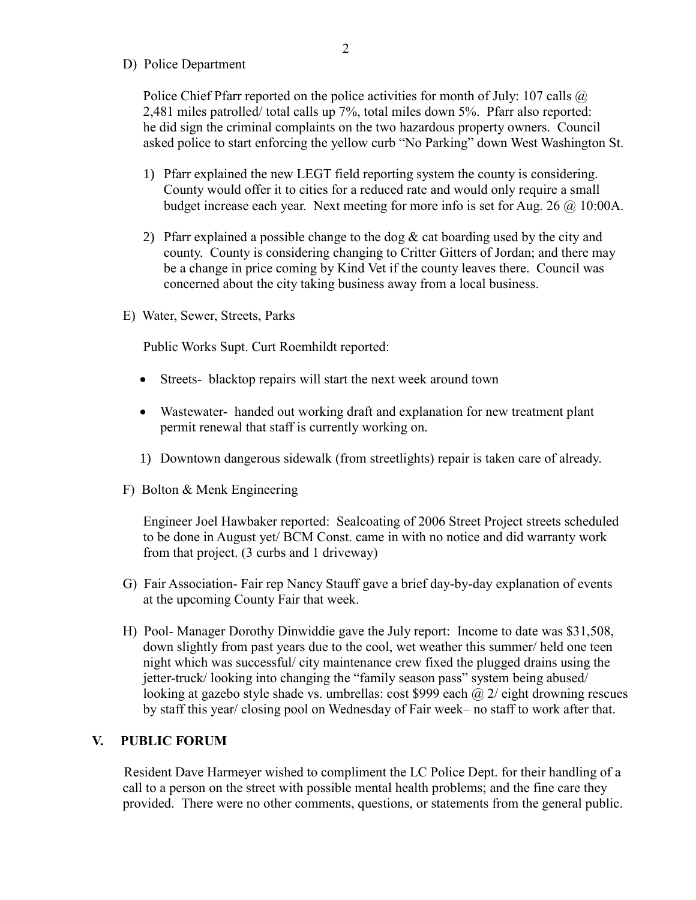D) Police Department

Police Chief Pfarr reported on the police activities for month of July: 107 calls @ 2,481 miles patrolled/ total calls up 7%, total miles down 5%. Pfarr also reported: he did sign the criminal complaints on the two hazardous property owners. Council asked police to start enforcing the yellow curb "No Parking" down West Washington St.

1) Pfarr explained the new LEGT field reporting system the county is considering. County would offer it to cities for a reduced rate and would only require a small budget increase each year. Next meeting for more info is set for Aug. 26 @ 10:00A.

2) Pfarr explained a possible change to the dog & cat boarding used by the city and county. County is considering changing to Critter Gitters of Jordan; and there may be a change in price coming by Kind Vet if the county leaves there. Council was concerned about the city taking business away from a local business.

E) Water, Sewer, Streets, Parks

Public Works Supt. Curt Roemhildt reported:

- Streets- blacktop repairs will start the next week around town
- Wastewater- handed out working draft and explanation for new treatment plant permit renewal that staff is currently working on.

1) Downtown dangerous sidewalk (from streetlights) repair is taken care of already.

F) Bolton & Menk Engineering

Engineer Joel Hawbaker reported: Sealcoating of 2006 Street Project streets scheduled to be done in August yet/ BCM Const. came in with no notice and did warranty work from that project. (3 curbs and 1 driveway)

G) Fair Association- Fair rep Nancy Stauff gave a brief day-by-day explanation of events at the upcoming County Fair that week.

H) Pool- Manager Dorothy Dinwiddie gave the July report: Income to date was $31,508, down slightly from past years due to the cool, wet weather this summer/ held one teen night which was successful/ city maintenance crew fixed the plugged drains using the jetter-truck/ looking into changing the "family season pass" system being abused/ looking at gazebo style shade vs. umbrellas: cost $999 each @ 2/ eight drowning rescues by staff this year/ closing pool on Wednesday of Fair week– no staff to work after that.

## V. PUBLIC FORUM

Resident Dave Harmeyer wished to compliment the LC Police Dept. for their handling of a call to a person on the street with possible mental health problems; and the fine care they provided. There were no other comments, questions, or statements from the general public.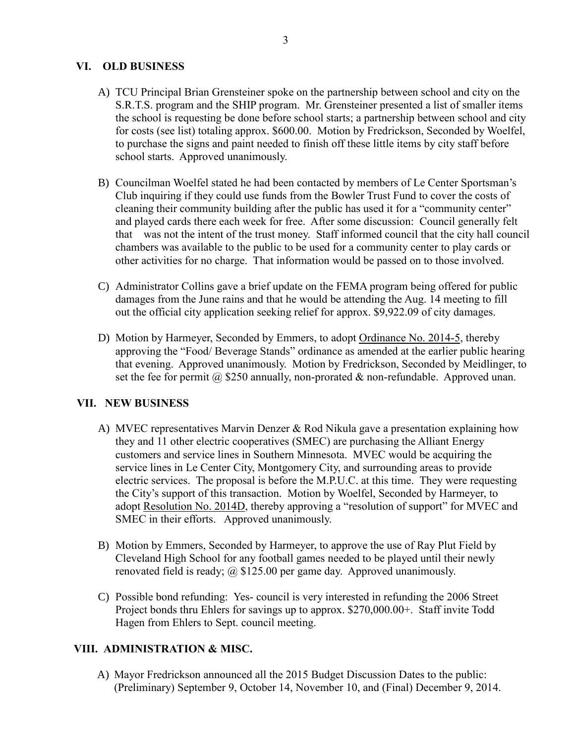## VI. OLD BUSINESS

A) TCU Principal Brian Grensteiner spoke on the partnership between school and city on the S.R.T.S. program and the SHIP program. Mr. Grensteiner presented a list of smaller items the school is requesting be done before school starts; a partnership between school and city for costs (see list) totaling approx. $600.00. Motion by Fredrickson, Seconded by Woelfel, to purchase the signs and paint needed to finish off these little items by city staff before school starts. Approved unanimously.

B) Councilman Woelfel stated he had been contacted by members of Le Center Sportsman's Club inquiring if they could use funds from the Bowler Trust Fund to cover the costs of cleaning their community building after the public has used it for a "community center" and played cards there each week for free. After some discussion: Council generally felt that was not the intent of the trust money. Staff informed council that the city hall council chambers was available to the public to be used for a community center to play cards or other activities for no charge. That information would be passed on to those involved.

C) Administrator Collins gave a brief update on the FEMA program being offered for public damages from the June rains and that he would be attending the Aug. 14 meeting to fill out the official city application seeking relief for approx. $9,922.09 of city damages.

D) Motion by Harmeyer, Seconded by Emmers, to adopt <u>Ordinance No. 2014-5</u>, thereby approving the "Food/ Beverage Stands" ordinance as amended at the earlier public hearing that evening. Approved unanimously. Motion by Fredrickson, Seconded by Meidlinger, to set the fee for permit @ $250 annually, non-prorated & non-refundable. Approved unan.

## VII. NEW BUSINESS

A) MVEC representatives Marvin Denzer & Rod Nikula gave a presentation explaining how they and 11 other electric cooperatives (SMEC) are purchasing the Alliant Energy customers and service lines in Southern Minnesota. MVEC would be acquiring the service lines in Le Center City, Montgomery City, and surrounding areas to provide electric services. The proposal is before the M.P.U.C. at this time. They were requesting the City's support of this transaction. Motion by Woelfel, Seconded by Harmeyer, to adopt <u>Resolution No. 2014D</u>, thereby approving a "resolution of support" for MVEC and SMEC in their efforts. Approved unanimously.

B) Motion by Emmers, Seconded by Harmeyer, to approve the use of Ray Plut Field by Cleveland High School for any football games needed to be played until their newly renovated field is ready; @ $125.00 per game day. Approved unanimously.

C) Possible bond refunding: Yes- council is very interested in refunding the 2006 Street Project bonds thru Ehlers for savings up to approx. $270,000.00+. Staff invite Todd Hagen from Ehlers to Sept. council meeting.

## VIII. ADMINISTRATION & MISC.

A) Mayor Fredrickson announced all the 2015 Budget Discussion Dates to the public: (Preliminary) September 9, October 14, November 10, and (Final) December 9, 2014.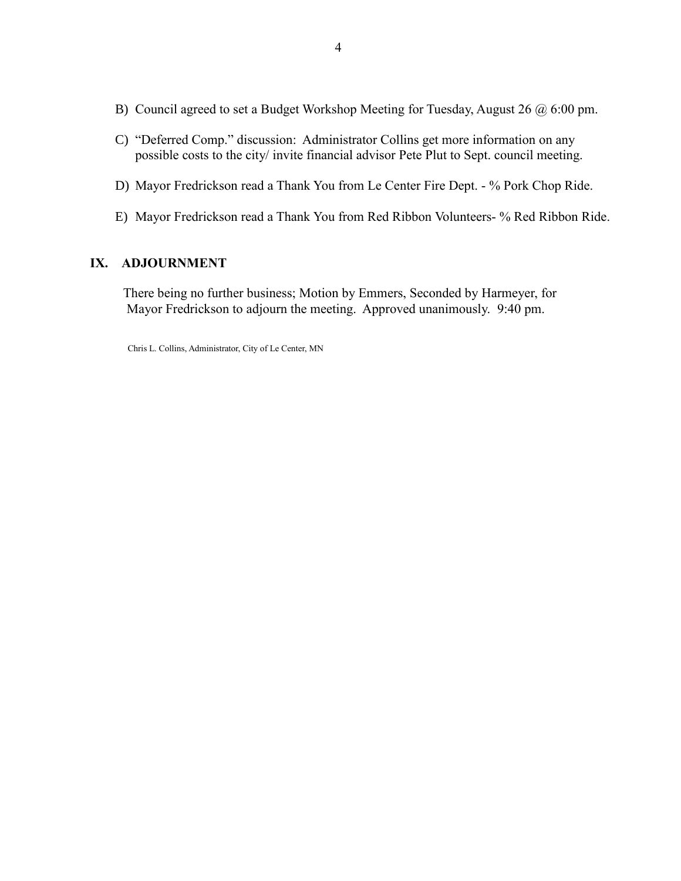B) Council agreed to set a Budget Workshop Meeting for Tuesday, August 26 @ 6:00 pm.

C) "Deferred Comp." discussion: Administrator Collins get more information on any possible costs to the city/ invite financial advisor Pete Plut to Sept. council meeting.

D) Mayor Fredrickson read a Thank You from Le Center Fire Dept. - % Pork Chop Ride.

E) Mayor Fredrickson read a Thank You from Red Ribbon Volunteers- % Red Ribbon Ride.

## IX. ADJOURNMENT

There being no further business; Motion by Emmers, Seconded by Harmeyer, for Mayor Fredrickson to adjourn the meeting. Approved unanimously. 9:40 pm.

Chris L. Collins, Administrator, City of Le Center, MN